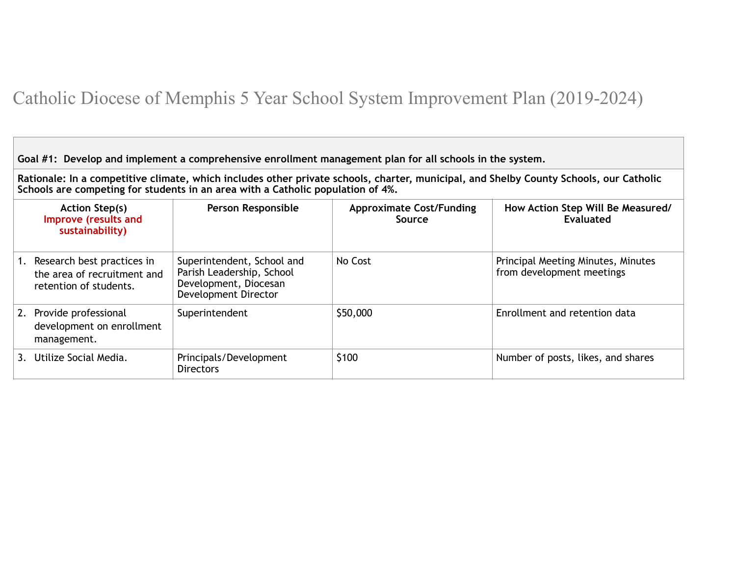# Catholic Diocese of Memphis 5 Year School System Improvement Plan (2019-2024)

**Goal #1: Develop and implement a comprehensive enrollment management plan for all schools in the system.**

**Rationale: In a competitive climate, which includes other private schools, charter, municipal, and Shelby County Schools, our Catholic Schools are competing for students in an area with a Catholic population of 4%.**

| Action Step(s) Improve (results and sustainability) | Person Responsible | Approximate Cost/Funding Source | How Action Step Will Be Measured/ Evaluated |
|---|---|---|---|
| 1. Research best practices in the area of recruitment and retention of students. | Superintendent, School and Parish Leadership, School Development, Diocesan Development Director | No Cost | Principal Meeting Minutes, Minutes from development meetings |
| 2. Provide professional development on enrollment management. | Superintendent | $50,000 | Enrollment and retention data |
| 3. Utilize Social Media. | Principals/Development Directors | $100 | Number of posts, likes, and shares |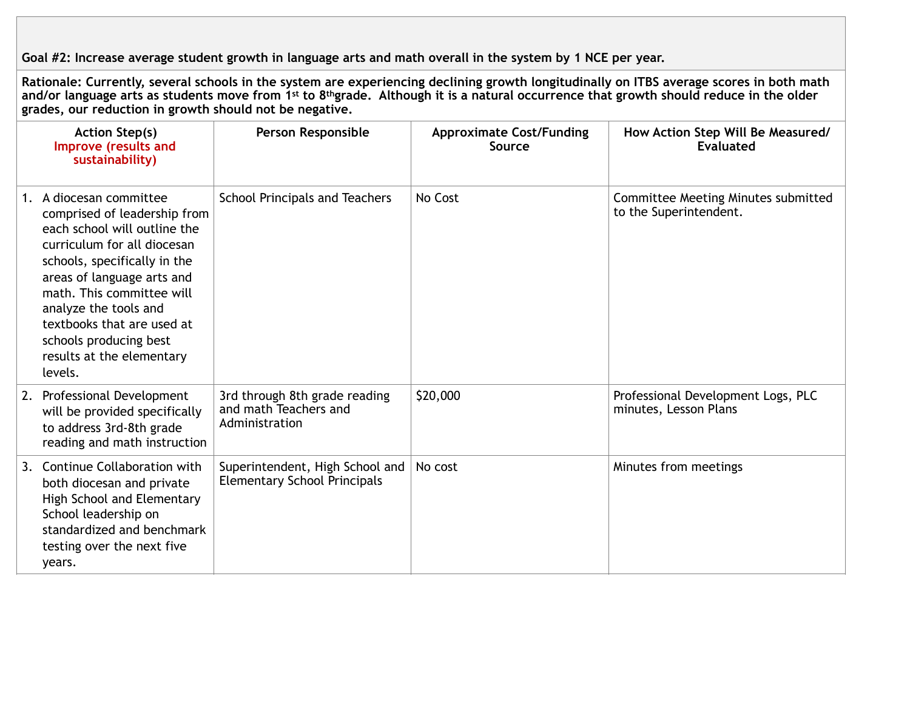**Goal #2: Increase average student growth in language arts and math overall in the system by 1 NCE per year.**

**Rationale: Currently, several schools in the system are experiencing declining growth longitudinally on ITBS average scores in both math and/or language arts as students move from 1st to 8th grade. Although it is a natural occurrence that growth should reduce in the older grades, our reduction in growth should not be negative.**

| Action Step(s) Improve (results and sustainability) | Person Responsible | Approximate Cost/Funding Source | How Action Step Will Be Measured/ Evaluated |
|---|---|---|---|
| 1. A diocesan committee comprised of leadership from each school will outline the curriculum for all diocesan schools, specifically in the areas of language arts and math. This committee will analyze the tools and textbooks that are used at schools producing best results at the elementary levels. | School Principals and Teachers | No Cost | Committee Meeting Minutes submitted to the Superintendent. |
| 2. Professional Development will be provided specifically to address 3rd-8th grade reading and math instruction | 3rd through 8th grade reading and math Teachers and Administration | $20,000 | Professional Development Logs, PLC minutes, Lesson Plans |
| 3. Continue Collaboration with both diocesan and private High School and Elementary School leadership on standardized and benchmark testing over the next five years. | Superintendent, High School and Elementary School Principals | No cost | Minutes from meetings |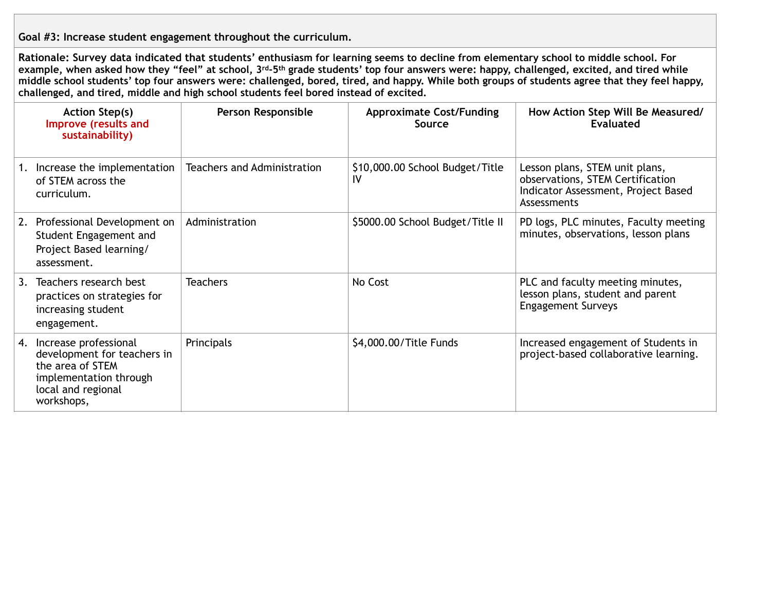**Goal #3: Increase student engagement throughout the curriculum.**

**Rationale: Survey data indicated that students' enthusiasm for learning seems to decline from elementary school to middle school. For example, when asked how they "feel" at school, 3rd-5th grade students' top four answers were: happy, challenged, excited, and tired while middle school students' top four answers were: challenged, bored, tired, and happy. While both groups of students agree that they feel happy, challenged, and tired, middle and high school students feel bored instead of excited.**

| Action Step(s) Improve (results and sustainability) | Person Responsible | Approximate Cost/Funding Source | How Action Step Will Be Measured/ Evaluated |
|---|---|---|---|
| 1. Increase the implementation of STEM across the curriculum. | Teachers and Administration | $10,000.00 School Budget/Title IV | Lesson plans, STEM unit plans, observations, STEM Certification Indicator Assessment, Project Based Assessments |
| 2. Professional Development on Student Engagement and Project Based learning/ assessment. | Administration | $5000.00 School Budget/Title II | PD logs, PLC minutes, Faculty meeting minutes, observations, lesson plans |
| 3. Teachers research best practices on strategies for increasing student engagement. | Teachers | No Cost | PLC and faculty meeting minutes, lesson plans, student and parent Engagement Surveys |
| 4. Increase professional development for teachers in the area of STEM implementation through local and regional workshops, | Principals | $4,000.00/Title Funds | Increased engagement of Students in project-based collaborative learning. |